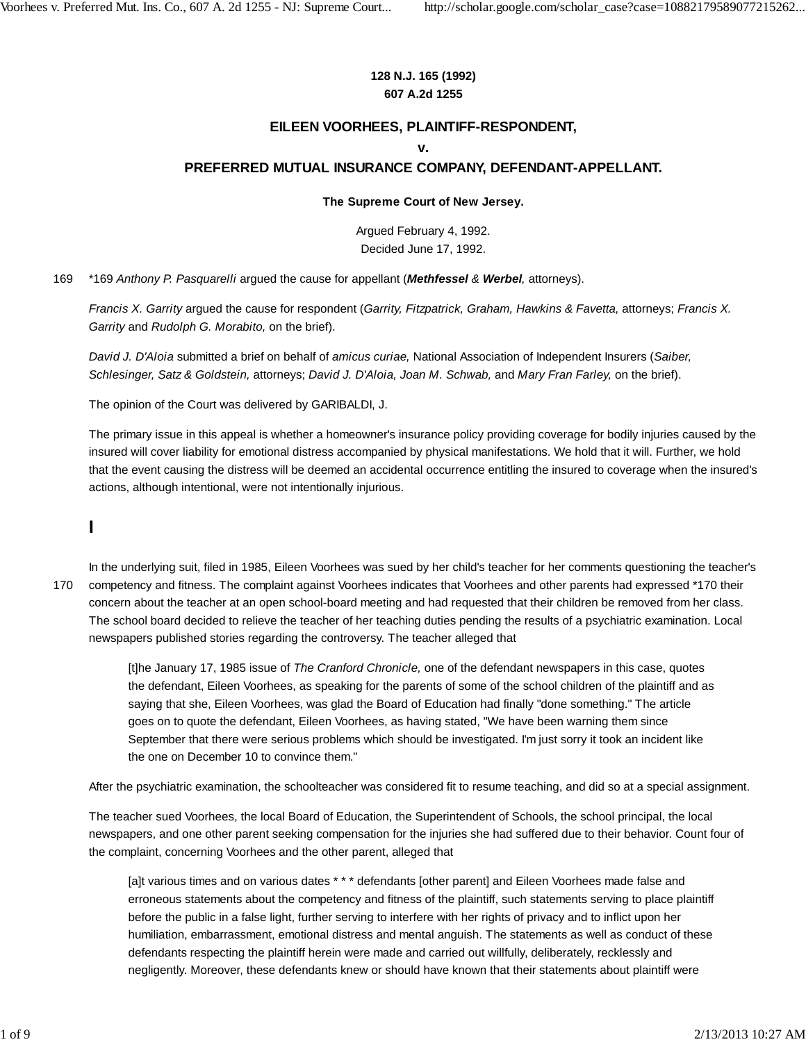**128 N.J. 165 (1992)**
**607 A.2d 1255**

## EILEEN VOORHEES, PLAINTIFF-RESPONDENT,
## v.
## PREFERRED MUTUAL INSURANCE COMPANY, DEFENDANT-APPELLANT.

**The Supreme Court of New Jersey.**

Argued February 4, 1992.
Decided June 17, 1992.

*169 *Anthony P. Pasquarelli* argued the cause for appellant (***Methfessel** & **Werbel**,* attorneys).

*Francis X. Garrity* argued the cause for respondent (*Garrity, Fitzpatrick, Graham, Hawkins & Favetta,* attorneys; *Francis X. Garrity* and *Rudolph G. Morabito,* on the brief).

*David J. D'Aloia* submitted a brief on behalf of *amicus curiae,* National Association of Independent Insurers (*Saiber, Schlesinger, Satz & Goldstein,* attorneys; *David J. D'Aloia, Joan M. Schwab,* and *Mary Fran Farley,* on the brief).

The opinion of the Court was delivered by GARIBALDI, J.

The primary issue in this appeal is whether a homeowner's insurance policy providing coverage for bodily injuries caused by the insured will cover liability for emotional distress accompanied by physical manifestations. We hold that it will. Further, we hold that the event causing the distress will be deemed an accidental occurrence entitling the insured to coverage when the insured's actions, although intentional, were not intentionally injurious.

# I

In the underlying suit, filed in 1985, Eileen Voorhees was sued by her child's teacher for her comments questioning the teacher's competency and fitness. The complaint against Voorhees indicates that Voorhees and other parents had expressed *170 their concern about the teacher at an open school-board meeting and had requested that their children be removed from her class. The school board decided to relieve the teacher of her teaching duties pending the results of a psychiatric examination. Local newspapers published stories regarding the controversy. The teacher alleged that

> [t]he January 17, 1985 issue of *The Cranford Chronicle,* one of the defendant newspapers in this case, quotes the defendant, Eileen Voorhees, as speaking for the parents of some of the school children of the plaintiff and as saying that she, Eileen Voorhees, was glad the Board of Education had finally "done something." The article goes on to quote the defendant, Eileen Voorhees, as having stated, "We have been warning them since September that there were serious problems which should be investigated. I'm just sorry it took an incident like the one on December 10 to convince them."

After the psychiatric examination, the schoolteacher was considered fit to resume teaching, and did so at a special assignment.

The teacher sued Voorhees, the local Board of Education, the Superintendent of Schools, the school principal, the local newspapers, and one other parent seeking compensation for the injuries she had suffered due to their behavior. Count four of the complaint, concerning Voorhees and the other parent, alleged that

> [a]t various times and on various dates * * * defendants [other parent] and Eileen Voorhees made false and erroneous statements about the competency and fitness of the plaintiff, such statements serving to place plaintiff before the public in a false light, further serving to interfere with her rights of privacy and to inflict upon her humiliation, embarrassment, emotional distress and mental anguish. The statements as well as conduct of these defendants respecting the plaintiff herein were made and carried out willfully, deliberately, recklessly and negligently. Moreover, these defendants knew or should have known that their statements about plaintiff were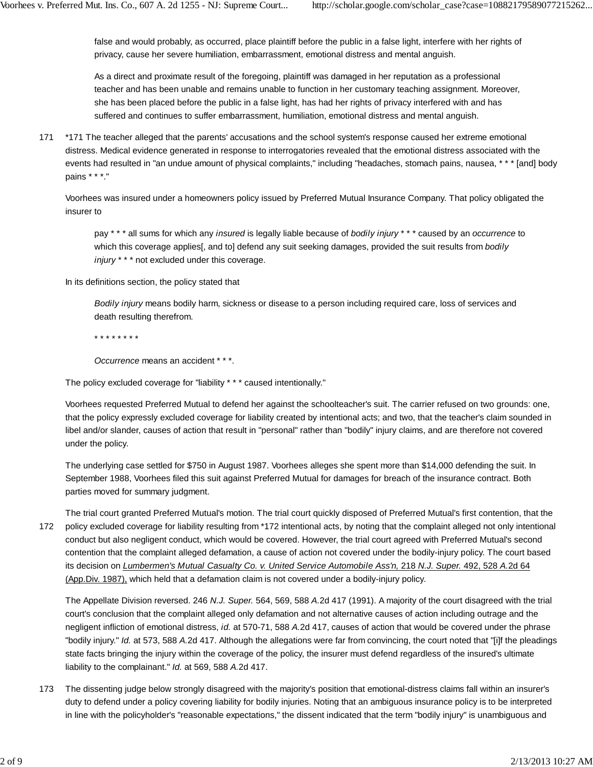> false and would probably, as occurred, place plaintiff before the public in a false light, interfere with her rights of privacy, cause her severe humiliation, embarrassment, emotional distress and mental anguish.
>
> As a direct and proximate result of the foregoing, plaintiff was damaged in her reputation as a professional teacher and has been unable and remains unable to function in her customary teaching assignment. Moreover, she has been placed before the public in a false light, has had her rights of privacy interfered with and has suffered and continues to suffer embarrassment, humiliation, emotional distress and mental anguish.

171 *171 The teacher alleged that the parents' accusations and the school system's response caused her extreme emotional distress. Medical evidence generated in response to interrogatories revealed that the emotional distress associated with the events had resulted in "an undue amount of physical complaints," including "headaches, stomach pains, nausea, * * * [and] body pains * * *."

Voorhees was insured under a homeowners policy issued by Preferred Mutual Insurance Company. That policy obligated the insurer to

> pay * * * all sums for which any *insured* is legally liable because of *bodily injury* * * * caused by an *occurrence* to which this coverage applies[, and to] defend any suit seeking damages, provided the suit results from *bodily injury* * * * not excluded under this coverage.

In its definitions section, the policy stated that

> *Bodily injury* means bodily harm, sickness or disease to a person including required care, loss of services and death resulting therefrom.
>
> * * * * * * * *
>
> *Occurrence* means an accident * * *.

The policy excluded coverage for "liability * * * caused intentionally."

Voorhees requested Preferred Mutual to defend her against the schoolteacher's suit. The carrier refused on two grounds: one, that the policy expressly excluded coverage for liability created by intentional acts; and two, that the teacher's claim sounded in libel and/or slander, causes of action that result in "personal" rather than "bodily" injury claims, and are therefore not covered under the policy.

The underlying case settled for $750 in August 1987. Voorhees alleges she spent more than $14,000 defending the suit. In September 1988, Voorhees filed this suit against Preferred Mutual for damages for breach of the insurance contract. Both parties moved for summary judgment.

172 The trial court granted Preferred Mutual's motion. The trial court quickly disposed of Preferred Mutual's first contention, that the policy excluded coverage for liability resulting from *172 intentional acts, by noting that the complaint alleged not only intentional conduct but also negligent conduct, which would be covered. However, the trial court agreed with Preferred Mutual's second contention that the complaint alleged defamation, a cause of action not covered under the bodily-injury policy. The court based its decision on *Lumbermen's Mutual Casualty Co. v. United Service Automobile Ass'n,* 218 *N.J. Super.* 492, 528 *A.*2d 64 (App.Div. 1987), which held that a defamation claim is not covered under a bodily-injury policy.

The Appellate Division reversed. 246 *N.J. Super.* 564, 569, 588 *A.*2d 417 (1991). A majority of the court disagreed with the trial court's conclusion that the complaint alleged only defamation and not alternative causes of action including outrage and the negligent infliction of emotional distress, *id.* at 570-71, 588 *A.*2d 417, causes of action that would be covered under the phrase "bodily injury." *Id.* at 573, 588 *A.*2d 417. Although the allegations were far from convincing, the court noted that "[i]f the pleadings state facts bringing the injury within the coverage of the policy, the insurer must defend regardless of the insured's ultimate liability to the complainant." *Id.* at 569, 588 *A.*2d 417.

173 The dissenting judge below strongly disagreed with the majority's position that emotional-distress claims fall within an insurer's duty to defend under a policy covering liability for bodily injuries. Noting that an ambiguous insurance policy is to be interpreted in line with the policyholder's "reasonable expectations," the dissent indicated that the term "bodily injury" is unambiguous and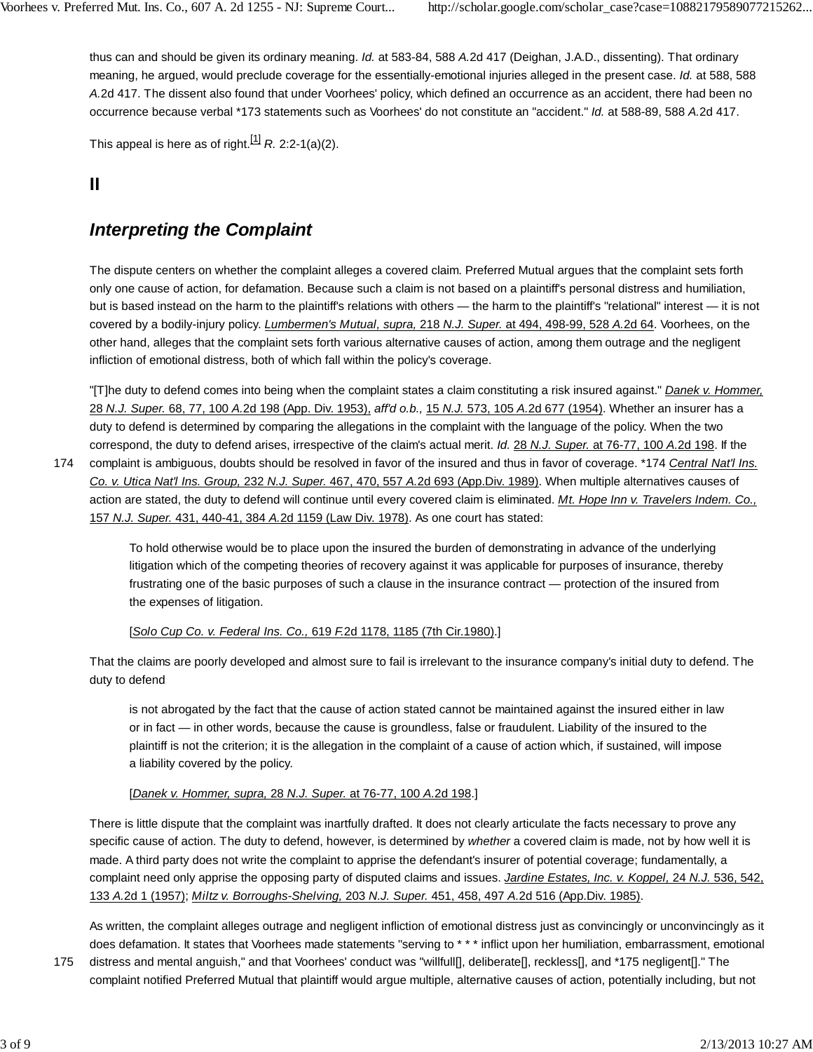thus can and should be given its ordinary meaning. *Id.* at 583-84, 588 *A.*2d 417 (Deighan, J.A.D., dissenting). That ordinary meaning, he argued, would preclude coverage for the essentially-emotional injuries alleged in the present case. *Id.* at 588, 588 *A.*2d 417. The dissent also found that under Voorhees' policy, which defined an occurrence as an accident, there had been no occurrence because verbal *173 statements such as Voorhees' do not constitute an "accident." *Id.* at 588-89, 588 *A.*2d 417.

This appeal is here as of right.[1] *R.* 2:2-1(a)(2).

## II

## *Interpreting the Complaint*

The dispute centers on whether the complaint alleges a covered claim. Preferred Mutual argues that the complaint sets forth only one cause of action, for defamation. Because such a claim is not based on a plaintiff's personal distress and humiliation, but is based instead on the harm to the plaintiff's relations with others — the harm to the plaintiff's "relational" interest — it is not covered by a bodily-injury policy. *Lumbermen's Mutual, supra,* 218 *N.J. Super.* at 494, 498-99, 528 *A.*2d 64. Voorhees, on the other hand, alleges that the complaint sets forth various alternative causes of action, among them outrage and the negligent infliction of emotional distress, both of which fall within the policy's coverage.

"[T]he duty to defend comes into being when the complaint states a claim constituting a risk insured against." *Danek v. Hommer,* 28 *N.J. Super.* 68, 77, 100 *A.*2d 198 (App. Div. 1953), *aff'd o.b.,* 15 *N.J.* 573, 105 *A.*2d 677 (1954). Whether an insurer has a duty to defend is determined by comparing the allegations in the complaint with the language of the policy. When the two correspond, the duty to defend arises, irrespective of the claim's actual merit. *Id.* 28 *N.J. Super.* at 76-77, 100 *A.*2d 198. If the complaint is ambiguous, doubts should be resolved in favor of the insured and thus in favor of coverage. *174 *Central Nat'l Ins. Co. v. Utica Nat'l Ins. Group,* 232 *N.J. Super.* 467, 470, 557 *A.*2d 693 (App.Div. 1989). When multiple alternatives causes of action are stated, the duty to defend will continue until every covered claim is eliminated. *Mt. Hope Inn v. Travelers Indem. Co.,* 157 *N.J. Super.* 431, 440-41, 384 *A.*2d 1159 (Law Div. 1978). As one court has stated:

> To hold otherwise would be to place upon the insured the burden of demonstrating in advance of the underlying litigation which of the competing theories of recovery against it was applicable for purposes of insurance, thereby frustrating one of the basic purposes of such a clause in the insurance contract — protection of the insured from the expenses of litigation.
>
> [*Solo Cup Co. v. Federal Ins. Co.,* 619 *F.*2d 1178, 1185 (7th Cir.1980).]

That the claims are poorly developed and almost sure to fail is irrelevant to the insurance company's initial duty to defend. The duty to defend

> is not abrogated by the fact that the cause of action stated cannot be maintained against the insured either in law or in fact — in other words, because the cause is groundless, false or fraudulent. Liability of the insured to the plaintiff is not the criterion; it is the allegation in the complaint of a cause of action which, if sustained, will impose a liability covered by the policy.
>
> [*Danek v. Hommer, supra,* 28 *N.J. Super.* at 76-77, 100 *A.*2d 198.]

There is little dispute that the complaint was inartfully drafted. It does not clearly articulate the facts necessary to prove any specific cause of action. The duty to defend, however, is determined by *whether* a covered claim is made, not by how well it is made. A third party does not write the complaint to apprise the defendant's insurer of potential coverage; fundamentally, a complaint need only apprise the opposing party of disputed claims and issues. *Jardine Estates, Inc. v. Koppel,* 24 *N.J.* 536, 542, 133 *A.*2d 1 (1957); *Miltz v. Borroughs-Shelving,* 203 *N.J. Super.* 451, 458, 497 *A.*2d 516 (App.Div. 1985).

As written, the complaint alleges outrage and negligent infliction of emotional distress just as convincingly or unconvincingly as it does defamation. It states that Voorhees made statements "serving to * * * inflict upon her humiliation, embarrassment, emotional distress and mental anguish," and that Voorhees' conduct was "willfull[], deliberate[], reckless[], and *175 negligent[]." The complaint notified Preferred Mutual that plaintiff would argue multiple, alternative causes of action, potentially including, but not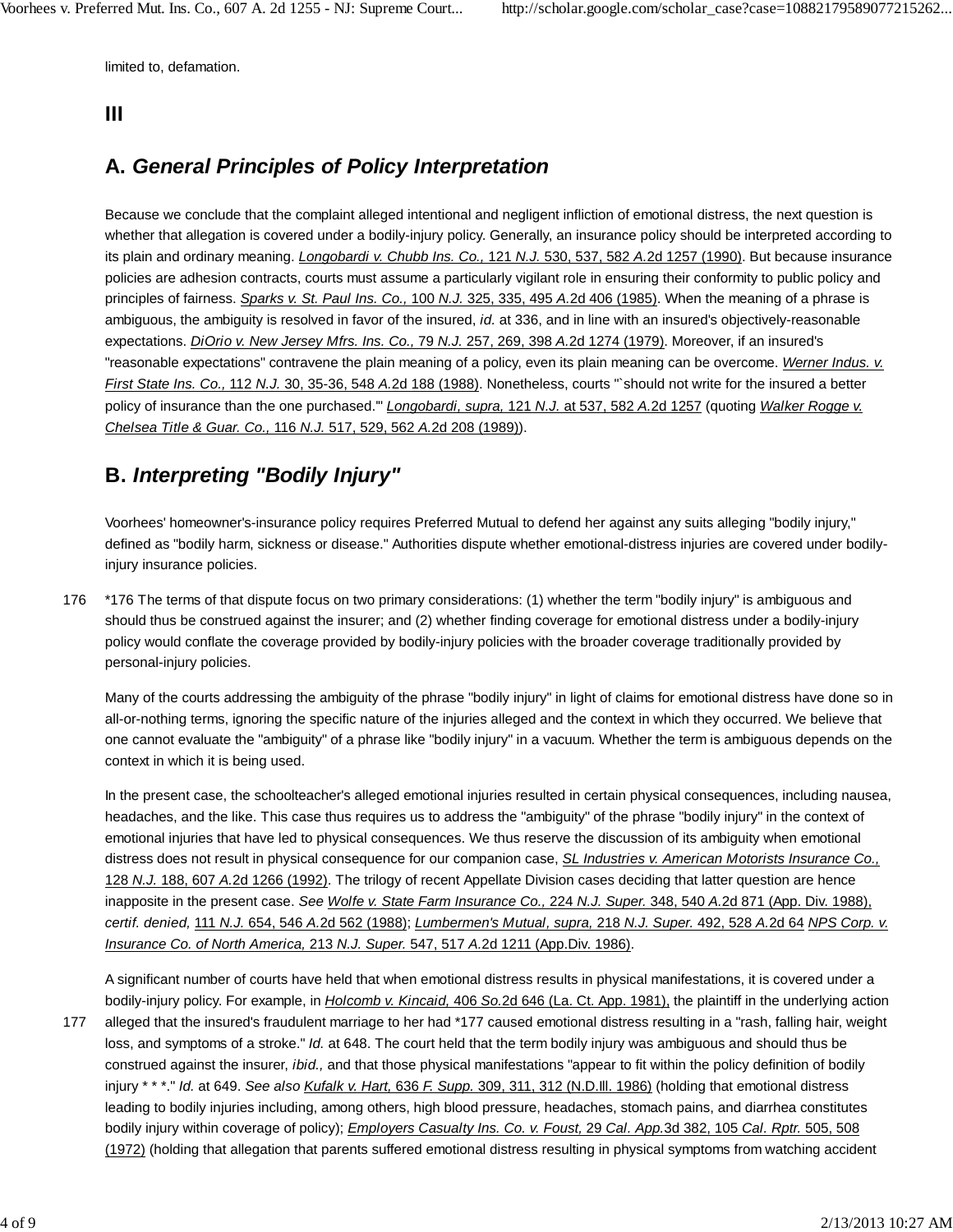limited to, defamation.

# III

## A. *General Principles of Policy Interpretation*

Because we conclude that the complaint alleged intentional and negligent infliction of emotional distress, the next question is whether that allegation is covered under a bodily-injury policy. Generally, an insurance policy should be interpreted according to its plain and ordinary meaning. *Longobardi v. Chubb Ins. Co.,* 121 *N.J.* 530, 537, 582 *A.*2d 1257 (1990). But because insurance policies are adhesion contracts, courts must assume a particularly vigilant role in ensuring their conformity to public policy and principles of fairness. *Sparks v. St. Paul Ins. Co.,* 100 *N.J.* 325, 335, 495 *A.*2d 406 (1985). When the meaning of a phrase is ambiguous, the ambiguity is resolved in favor of the insured, *id.* at 336, and in line with an insured's objectively-reasonable expectations. *DiOrio v. New Jersey Mfrs. Ins. Co.,* 79 *N.J.* 257, 269, 398 *A.*2d 1274 (1979). Moreover, if an insured's "reasonable expectations" contravene the plain meaning of a policy, even its plain meaning can be overcome. *Werner Indus. v. First State Ins. Co.,* 112 *N.J.* 30, 35-36, 548 *A.*2d 188 (1988). Nonetheless, courts "`should not write for the insured a better policy of insurance than the one purchased.'" *Longobardi, supra,* 121 *N.J.* at 537, 582 *A.*2d 1257 (quoting *Walker Rogge v. Chelsea Title & Guar. Co.,* 116 *N.J.* 517, 529, 562 *A.*2d 208 (1989)).

## B. *Interpreting "Bodily Injury"*

Voorhees' homeowner's-insurance policy requires Preferred Mutual to defend her against any suits alleging "bodily injury," defined as "bodily harm, sickness or disease." Authorities dispute whether emotional-distress injuries are covered under bodily-injury insurance policies.

*176 The terms of that dispute focus on two primary considerations: (1) whether the term "bodily injury" is ambiguous and should thus be construed against the insurer; and (2) whether finding coverage for emotional distress under a bodily-injury policy would conflate the coverage provided by bodily-injury policies with the broader coverage traditionally provided by personal-injury policies.

Many of the courts addressing the ambiguity of the phrase "bodily injury" in light of claims for emotional distress have done so in all-or-nothing terms, ignoring the specific nature of the injuries alleged and the context in which they occurred. We believe that one cannot evaluate the "ambiguity" of a phrase like "bodily injury" in a vacuum. Whether the term is ambiguous depends on the context in which it is being used.

In the present case, the schoolteacher's alleged emotional injuries resulted in certain physical consequences, including nausea, headaches, and the like. This case thus requires us to address the "ambiguity" of the phrase "bodily injury" in the context of emotional injuries that have led to physical consequences. We thus reserve the discussion of its ambiguity when emotional distress does not result in physical consequence for our companion case, *SL Industries v. American Motorists Insurance Co.,* 128 *N.J.* 188, 607 *A.*2d 1266 (1992). The trilogy of recent Appellate Division cases deciding that latter question are hence inapposite in the present case. *See Wolfe v. State Farm Insurance Co.,* 224 *N.J. Super.* 348, 540 *A.*2d 871 (App. Div. 1988), *certif. denied,* 111 *N.J.* 654, 546 *A.*2d 562 (1988); *Lumbermen's Mutual, supra,* 218 *N.J. Super.* 492, 528 *A.*2d 64 *NPS Corp. v. Insurance Co. of North America,* 213 *N.J. Super.* 547, 517 *A.*2d 1211 (App.Div. 1986).

A significant number of courts have held that when emotional distress results in physical manifestations, it is covered under a bodily-injury policy. For example, in *Holcomb v. Kincaid,* 406 *So.*2d 646 (La. Ct. App. 1981), the plaintiff in the underlying action alleged that the insured's fraudulent marriage to her had *177 caused emotional distress resulting in a "rash, falling hair, weight loss, and symptoms of a stroke." *Id.* at 648. The court held that the term bodily injury was ambiguous and should thus be construed against the insurer, *ibid.,* and that those physical manifestations "appear to fit within the policy definition of bodily injury * * *." *Id.* at 649. *See also Kufalk v. Hart,* 636 *F. Supp.* 309, 311, 312 (N.D.Ill. 1986) (holding that emotional distress leading to bodily injuries including, among others, high blood pressure, headaches, stomach pains, and diarrhea constitutes bodily injury within coverage of policy); *Employers Casualty Ins. Co. v. Foust,* 29 *Cal. App.*3d 382, 105 *Cal. Rptr.* 505, 508 (1972) (holding that allegation that parents suffered emotional distress resulting in physical symptoms from watching accident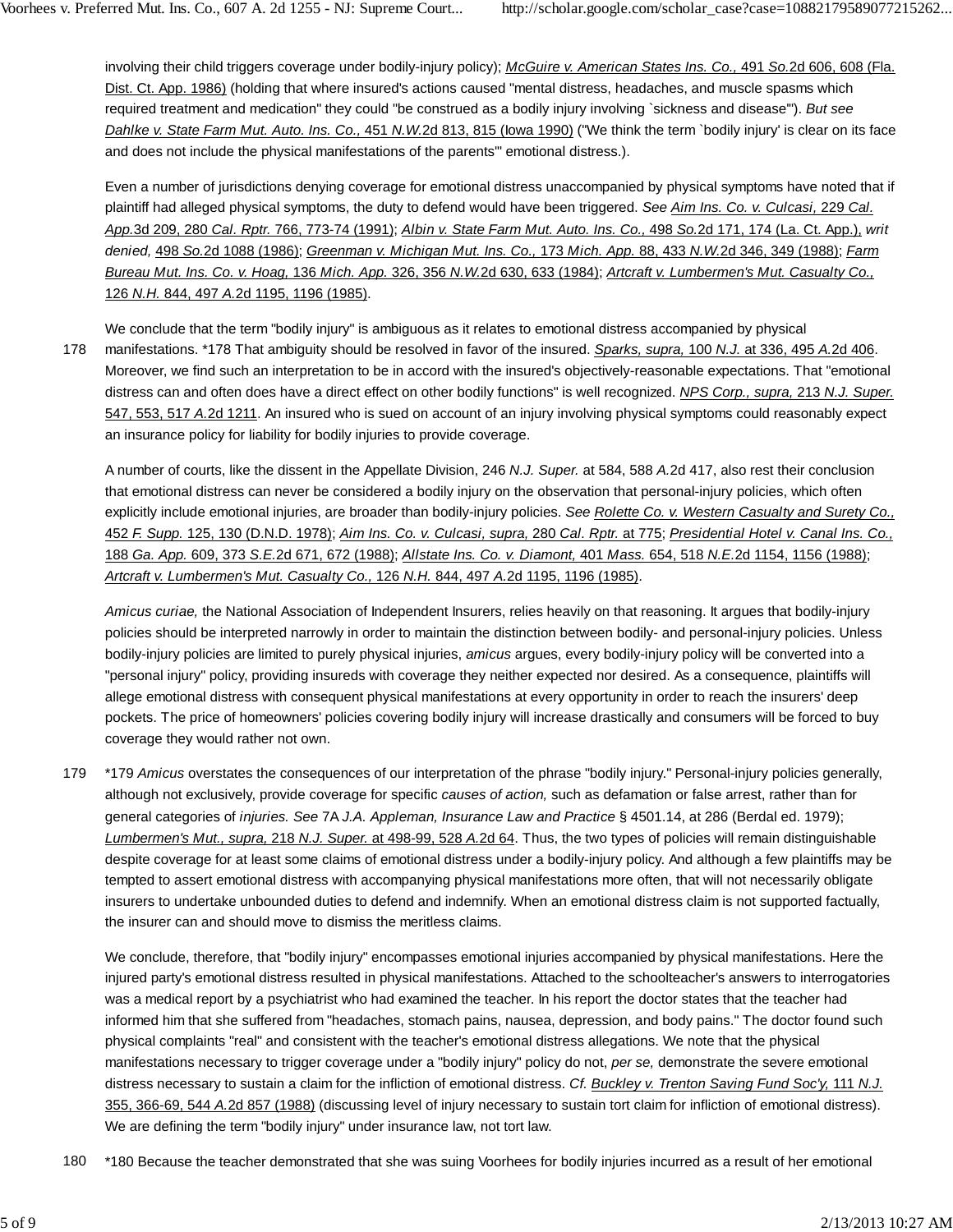involving their child triggers coverage under bodily-injury policy); *McGuire v. American States Ins. Co.,* 491 *So.*2d 606, 608 (Fla. Dist. Ct. App. 1986) (holding that where insured's actions caused "mental distress, headaches, and muscle spasms which required treatment and medication" they could "be construed as a bodily injury involving `sickness and disease'"). *But see Dahlke v. State Farm Mut. Auto. Ins. Co.,* 451 *N.W.*2d 813, 815 (Iowa 1990) ("We think the term `bodily injury' is clear on its face and does not include the physical manifestations of the parents'" emotional distress.).

Even a number of jurisdictions denying coverage for emotional distress unaccompanied by physical symptoms have noted that if plaintiff had alleged physical symptoms, the duty to defend would have been triggered. *See Aim Ins. Co. v. Culcasi,* 229 *Cal. App.*3d 209, 280 *Cal. Rptr.* 766, 773-74 (1991); *Albin v. State Farm Mut. Auto. Ins. Co.,* 498 *So.*2d 171, 174 (La. Ct. App.), *writ denied,* 498 *So.*2d 1088 (1986); *Greenman v. Michigan Mut. Ins. Co.,* 173 *Mich. App.* 88, 433 *N.W.*2d 346, 349 (1988); *Farm Bureau Mut. Ins. Co. v. Hoag,* 136 *Mich. App.* 326, 356 *N.W.*2d 630, 633 (1984); *Artcraft v. Lumbermen's Mut. Casualty Co.,* 126 *N.H.* 844, 497 *A.*2d 1195, 1196 (1985).

We conclude that the term "bodily injury" is ambiguous as it relates to emotional distress accompanied by physical manifestations. *178 That ambiguity should be resolved in favor of the insured. *Sparks, supra,* 100 *N.J.* at 336, 495 *A.*2d 406. Moreover, we find such an interpretation to be in accord with the insured's objectively-reasonable expectations. That "emotional distress can and often does have a direct effect on other bodily functions" is well recognized. *NPS Corp., supra,* 213 *N.J. Super.* 547, 553, 517 *A.*2d 1211. An insured who is sued on account of an injury involving physical symptoms could reasonably expect an insurance policy for liability for bodily injuries to provide coverage.

A number of courts, like the dissent in the Appellate Division, 246 *N.J. Super.* at 584, 588 *A.*2d 417, also rest their conclusion that emotional distress can never be considered a bodily injury on the observation that personal-injury policies, which often explicitly include emotional injuries, are broader than bodily-injury policies. *See Rolette Co. v. Western Casualty and Surety Co.,* 452 *F. Supp.* 125, 130 (D.N.D. 1978); *Aim Ins. Co. v. Culcasi, supra,* 280 *Cal. Rptr.* at 775; *Presidential Hotel v. Canal Ins. Co.,* 188 *Ga. App.* 609, 373 *S.E.*2d 671, 672 (1988); *Allstate Ins. Co. v. Diamont,* 401 *Mass.* 654, 518 *N.E.*2d 1154, 1156 (1988); *Artcraft v. Lumbermen's Mut. Casualty Co.,* 126 *N.H.* 844, 497 *A.*2d 1195, 1196 (1985).

*Amicus curiae,* the National Association of Independent Insurers, relies heavily on that reasoning. It argues that bodily-injury policies should be interpreted narrowly in order to maintain the distinction between bodily- and personal-injury policies. Unless bodily-injury policies are limited to purely physical injuries, *amicus* argues, every bodily-injury policy will be converted into a "personal injury" policy, providing insureds with coverage they neither expected nor desired. As a consequence, plaintiffs will allege emotional distress with consequent physical manifestations at every opportunity in order to reach the insurers' deep pockets. The price of homeowners' policies covering bodily injury will increase drastically and consumers will be forced to buy coverage they would rather not own.

*179 *Amicus* overstates the consequences of our interpretation of the phrase "bodily injury." Personal-injury policies generally, although not exclusively, provide coverage for specific *causes of action,* such as defamation or false arrest, rather than for general categories of *injuries. See* 7A *J.A. Appleman, Insurance Law and Practice* § 4501.14, at 286 (Berdal ed. 1979); *Lumbermen's Mut., supra,* 218 *N.J. Super.* at 498-99, 528 *A.*2d 64. Thus, the two types of policies will remain distinguishable despite coverage for at least some claims of emotional distress under a bodily-injury policy. And although a few plaintiffs may be tempted to assert emotional distress with accompanying physical manifestations more often, that will not necessarily obligate insurers to undertake unbounded duties to defend and indemnify. When an emotional distress claim is not supported factually, the insurer can and should move to dismiss the meritless claims.

We conclude, therefore, that "bodily injury" encompasses emotional injuries accompanied by physical manifestations. Here the injured party's emotional distress resulted in physical manifestations. Attached to the schoolteacher's answers to interrogatories was a medical report by a psychiatrist who had examined the teacher. In his report the doctor states that the teacher had informed him that she suffered from "headaches, stomach pains, nausea, depression, and body pains." The doctor found such physical complaints "real" and consistent with the teacher's emotional distress allegations. We note that the physical manifestations necessary to trigger coverage under a "bodily injury" policy do not, *per se,* demonstrate the severe emotional distress necessary to sustain a claim for the infliction of emotional distress. *Cf. Buckley v. Trenton Saving Fund Soc'y,* 111 *N.J.* 355, 366-69, 544 *A.*2d 857 (1988) (discussing level of injury necessary to sustain tort claim for infliction of emotional distress). We are defining the term "bodily injury" under insurance law, not tort law.

*180 Because the teacher demonstrated that she was suing Voorhees for bodily injuries incurred as a result of her emotional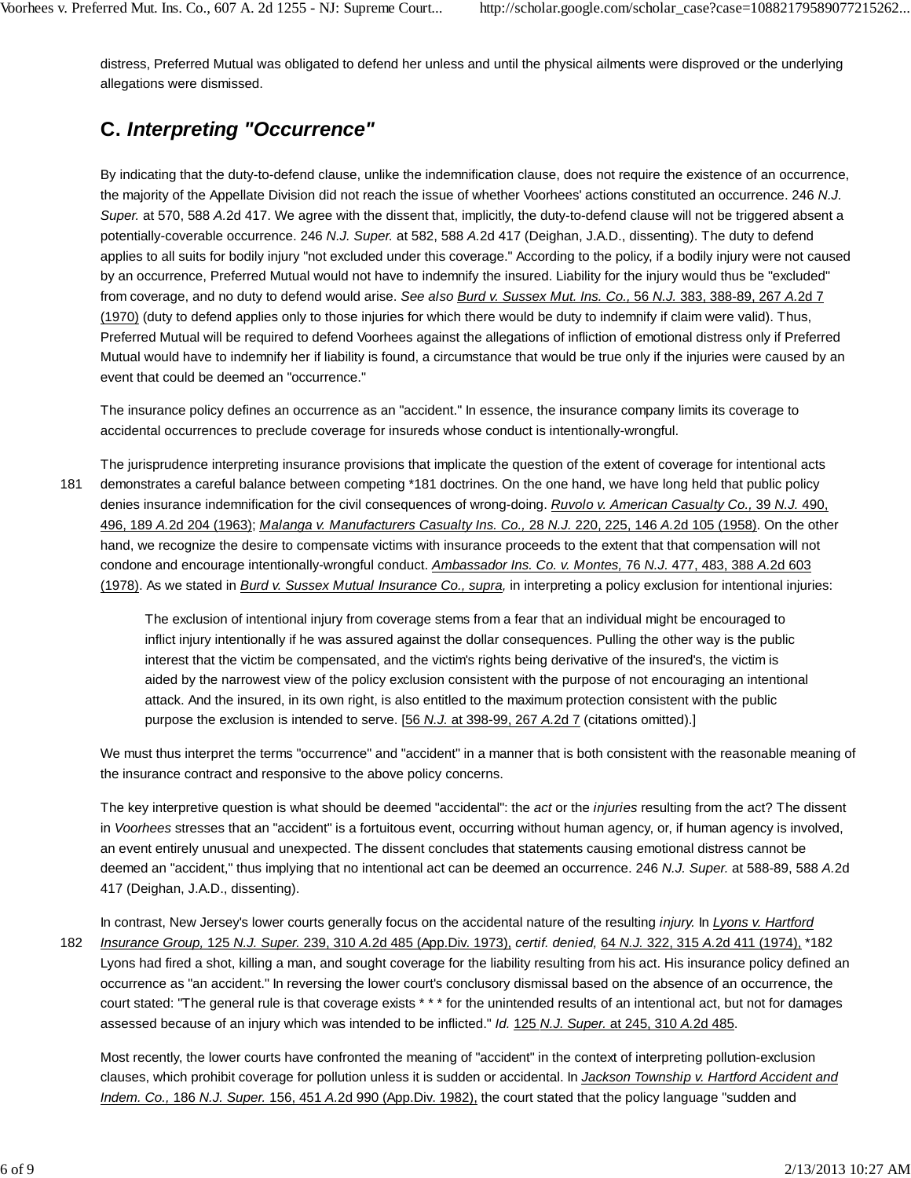distress, Preferred Mutual was obligated to defend her unless and until the physical ailments were disproved or the underlying allegations were dismissed.

## C. *Interpreting "Occurrence"*

By indicating that the duty-to-defend clause, unlike the indemnification clause, does not require the existence of an occurrence, the majority of the Appellate Division did not reach the issue of whether Voorhees' actions constituted an occurrence. 246 *N.J. Super.* at 570, 588 *A.*2d 417. We agree with the dissent that, implicitly, the duty-to-defend clause will not be triggered absent a potentially-coverable occurrence. 246 *N.J. Super.* at 582, 588 *A.*2d 417 (Deighan, J.A.D., dissenting). The duty to defend applies to all suits for bodily injury "not excluded under this coverage." According to the policy, if a bodily injury were not caused by an occurrence, Preferred Mutual would not have to indemnify the insured. Liability for the injury would thus be "excluded" from coverage, and no duty to defend would arise. *See also* Burd v. Sussex Mut. Ins. Co., 56 *N.J.* 383, 388-89, 267 *A.*2d 7 (1970) (duty to defend applies only to those injuries for which there would be duty to indemnify if claim were valid). Thus, Preferred Mutual will be required to defend Voorhees against the allegations of infliction of emotional distress only if Preferred Mutual would have to indemnify her if liability is found, a circumstance that would be true only if the injuries were caused by an event that could be deemed an "occurrence."

The insurance policy defines an occurrence as an "accident." In essence, the insurance company limits its coverage to accidental occurrences to preclude coverage for insureds whose conduct is intentionally-wrongful.

The jurisprudence interpreting insurance provisions that implicate the question of the extent of coverage for intentional acts demonstrates a careful balance between competing *181 doctrines. On the one hand, we have long held that public policy denies insurance indemnification for the civil consequences of wrong-doing. *Ruvolo v. American Casualty Co.,* 39 *N.J.* 490, 496, 189 *A.*2d 204 (1963); *Malanga v. Manufacturers Casualty Ins. Co.,* 28 *N.J.* 220, 225, 146 *A.*2d 105 (1958). On the other hand, we recognize the desire to compensate victims with insurance proceeds to the extent that that compensation will not condone and encourage intentionally-wrongful conduct. *Ambassador Ins. Co. v. Montes,* 76 *N.J.* 477, 483, 388 *A.*2d 603 (1978). As we stated in *Burd v. Sussex Mutual Insurance Co., supra,* in interpreting a policy exclusion for intentional injuries:

> The exclusion of intentional injury from coverage stems from a fear that an individual might be encouraged to inflict injury intentionally if he was assured against the dollar consequences. Pulling the other way is the public interest that the victim be compensated, and the victim's rights being derivative of the insured's, the victim is aided by the narrowest view of the policy exclusion consistent with the purpose of not encouraging an intentional attack. And the insured, in its own right, is also entitled to the maximum protection consistent with the public purpose the exclusion is intended to serve. [56 *N.J.* at 398-99, 267 *A.*2d 7 (citations omitted).]

We must thus interpret the terms "occurrence" and "accident" in a manner that is both consistent with the reasonable meaning of the insurance contract and responsive to the above policy concerns.

The key interpretive question is what should be deemed "accidental": the *act* or the *injuries* resulting from the act? The dissent in *Voorhees* stresses that an "accident" is a fortuitous event, occurring without human agency, or, if human agency is involved, an event entirely unusual and unexpected. The dissent concludes that statements causing emotional distress cannot be deemed an "accident," thus implying that no intentional act can be deemed an occurrence. 246 *N.J. Super.* at 588-89, 588 *A.*2d 417 (Deighan, J.A.D., dissenting).

In contrast, New Jersey's lower courts generally focus on the accidental nature of the resulting *injury.* In *Lyons v. Hartford Insurance Group,* 125 *N.J. Super.* 239, 310 *A.*2d 485 (App.Div. 1973), *certif. denied,* 64 *N.J.* 322, 315 *A.*2d 411 (1974), *182 Lyons had fired a shot, killing a man, and sought coverage for the liability resulting from his act. His insurance policy defined an occurrence as "an accident." In reversing the lower court's conclusory dismissal based on the absence of an occurrence, the court stated: "The general rule is that coverage exists * * * for the unintended results of an intentional act, but not for damages assessed because of an injury which was intended to be inflicted." *Id.* 125 *N.J. Super.* at 245, 310 *A.*2d 485.

Most recently, the lower courts have confronted the meaning of "accident" in the context of interpreting pollution-exclusion clauses, which prohibit coverage for pollution unless it is sudden or accidental. In *Jackson Township v. Hartford Accident and Indem. Co.,* 186 *N.J. Super.* 156, 451 *A.*2d 990 (App.Div. 1982), the court stated that the policy language "sudden and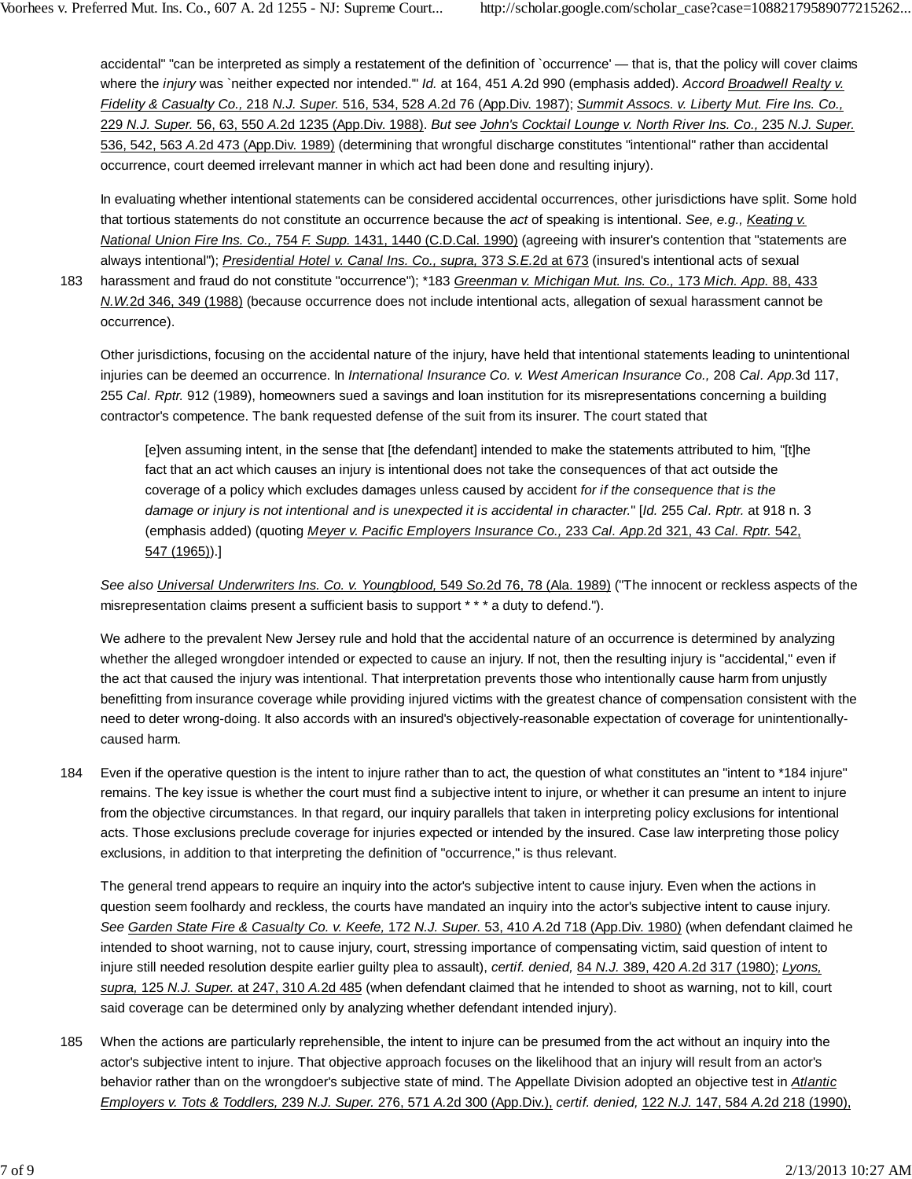accidental" "can be interpreted as simply a restatement of the definition of `occurrence' — that is, that the policy will cover claims where the *injury* was `neither expected nor intended.'" *Id.* at 164, 451 *A.*2d 990 (emphasis added). *Accord* *Broadwell Realty v. Fidelity & Casualty Co.,* 218 *N.J. Super.* 516, 534, 528 *A.*2d 76 (App.Div. 1987); *Summit Assocs. v. Liberty Mut. Fire Ins. Co.,* 229 *N.J. Super.* 56, 63, 550 *A.*2d 1235 (App.Div. 1988). *But see* *John's Cocktail Lounge v. North River Ins. Co.,* 235 *N.J. Super.* 536, 542, 563 *A.*2d 473 (App.Div. 1989) (determining that wrongful discharge constitutes "intentional" rather than accidental occurrence, court deemed irrelevant manner in which act had been done and resulting injury).

In evaluating whether intentional statements can be considered accidental occurrences, other jurisdictions have split. Some hold that tortious statements do not constitute an occurrence because the *act* of speaking is intentional. *See, e.g.,* *Keating v. National Union Fire Ins. Co.,* 754 *F. Supp.* 1431, 1440 (C.D.Cal. 1990) (agreeing with insurer's contention that "statements are always intentional"); *Presidential Hotel v. Canal Ins. Co., supra,* 373 *S.E.*2d at 673 (insured's intentional acts of sexual harassment and fraud do not constitute "occurrence"); *183 *Greenman v. Michigan Mut. Ins. Co.,* 173 *Mich. App.* 88, 433 *N.W.*2d 346, 349 (1988) (because occurrence does not include intentional acts, allegation of sexual harassment cannot be occurrence).

Other jurisdictions, focusing on the accidental nature of the injury, have held that intentional statements leading to unintentional injuries can be deemed an occurrence. In *International Insurance Co. v. West American Insurance Co.,* 208 *Cal. App.*3d 117, 255 *Cal. Rptr.* 912 (1989), homeowners sued a savings and loan institution for its misrepresentations concerning a building contractor's competence. The bank requested defense of the suit from its insurer. The court stated that

> [e]ven assuming intent, in the sense that [the defendant] intended to make the statements attributed to him, "[t]he fact that an act which causes an injury is intentional does not take the consequences of that act outside the coverage of a policy which excludes damages unless caused by accident *for if the consequence that is the damage or injury is not intentional and is unexpected it is accidental in character.*" [*Id.* 255 *Cal. Rptr.* at 918 n. 3 (emphasis added) (quoting *Meyer v. Pacific Employers Insurance Co.,* 233 *Cal. App.*2d 321, 43 *Cal. Rptr.* 542, 547 (1965)).]

*See also* *Universal Underwriters Ins. Co. v. Youngblood,* 549 *So.*2d 76, 78 (Ala. 1989) ("The innocent or reckless aspects of the misrepresentation claims present a sufficient basis to support * * * a duty to defend.").

We adhere to the prevalent New Jersey rule and hold that the accidental nature of an occurrence is determined by analyzing whether the alleged wrongdoer intended or expected to cause an injury. If not, then the resulting injury is "accidental," even if the act that caused the injury was intentional. That interpretation prevents those who intentionally cause harm from unjustly benefitting from insurance coverage while providing injured victims with the greatest chance of compensation consistent with the need to deter wrong-doing. It also accords with an insured's objectively-reasonable expectation of coverage for unintentionally-caused harm.

Even if the operative question is the intent to injure rather than to act, the question of what constitutes an "intent to *184 injure" remains. The key issue is whether the court must find a subjective intent to injure, or whether it can presume an intent to injure from the objective circumstances. In that regard, our inquiry parallels that taken in interpreting policy exclusions for intentional acts. Those exclusions preclude coverage for injuries expected or intended by the insured. Case law interpreting those policy exclusions, in addition to that interpreting the definition of "occurrence," is thus relevant.

The general trend appears to require an inquiry into the actor's subjective intent to cause injury. Even when the actions in question seem foolhardy and reckless, the courts have mandated an inquiry into the actor's subjective intent to cause injury. *See* *Garden State Fire & Casualty Co. v. Keefe,* 172 *N.J. Super.* 53, 410 *A.*2d 718 (App.Div. 1980) (when defendant claimed he intended to shoot warning, not to cause injury, court, stressing importance of compensating victim, said question of intent to injure still needed resolution despite earlier guilty plea to assault), *certif. denied,* 84 *N.J.* 389, 420 *A.*2d 317 (1980); *Lyons, supra,* 125 *N.J. Super.* at 247, 310 *A.*2d 485 (when defendant claimed that he intended to shoot as warning, not to kill, court said coverage can be determined only by analyzing whether defendant intended injury).

When the actions are particularly reprehensible, the intent to injure can be presumed from the act without an inquiry into the actor's subjective intent to injure. That objective approach focuses on the likelihood that an injury will result from an actor's behavior rather than on the wrongdoer's subjective state of mind. The Appellate Division adopted an objective test in *Atlantic Employers v. Tots & Toddlers,* 239 *N.J. Super.* 276, 571 *A.*2d 300 (App.Div.), *certif. denied,* 122 *N.J.* 147, 584 *A.*2d 218 (1990),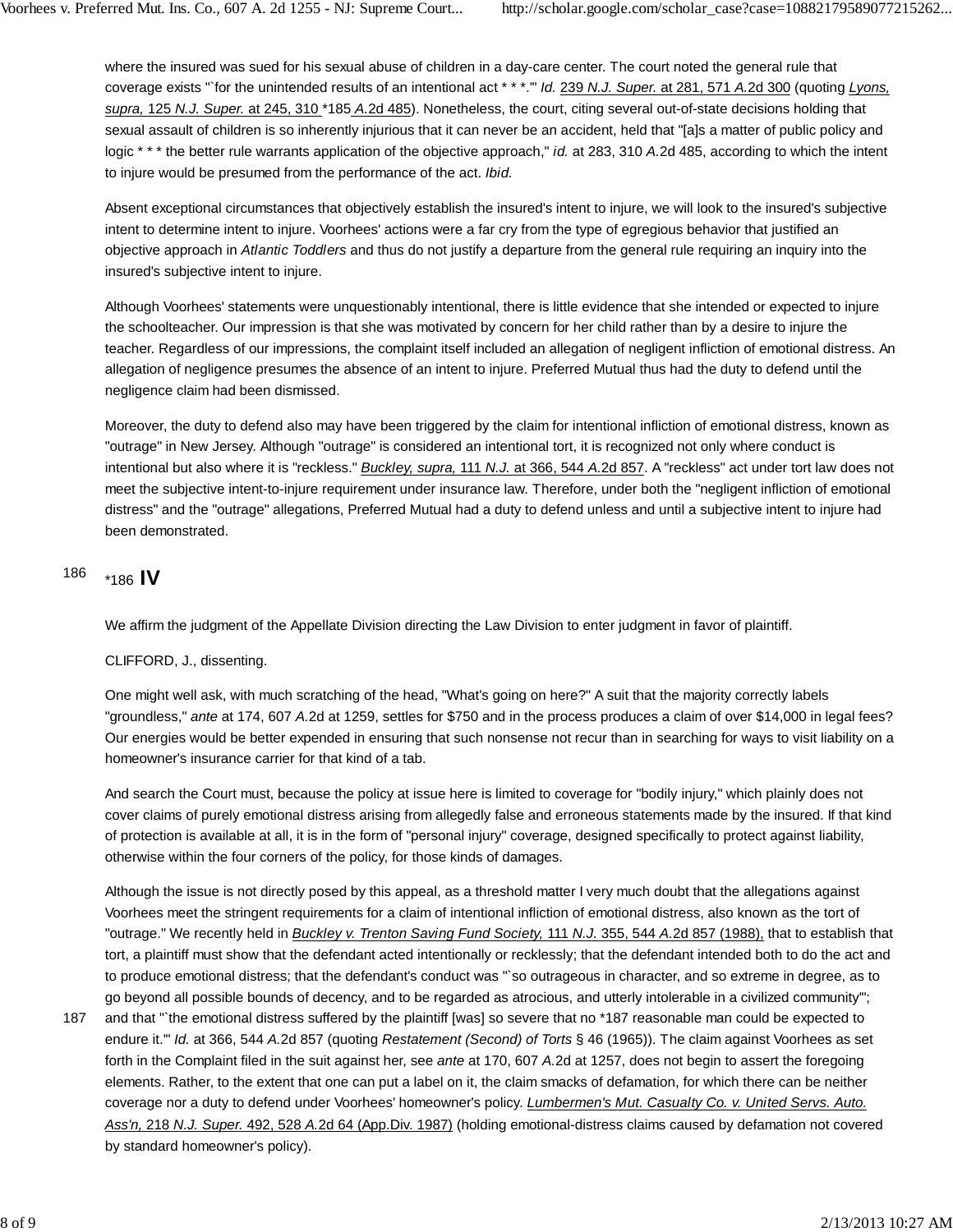where the insured was sued for his sexual abuse of children in a day-care center. The court noted the general rule that coverage exists "`for the unintended results of an intentional act * * *.'" *Id.* 239 *N.J. Super.* at 281, 571 *A.*2d 300 (quoting *Lyons, supra,* 125 *N.J. Super.* at 245, 310 *185 *A.*2d 485). Nonetheless, the court, citing several out-of-state decisions holding that sexual assault of children is so inherently injurious that it can never be an accident, held that "[a]s a matter of public policy and logic * * * the better rule warrants application of the objective approach," *id.* at 283, 310 *A.*2d 485, according to which the intent to injure would be presumed from the performance of the act. *Ibid.*

Absent exceptional circumstances that objectively establish the insured's intent to injure, we will look to the insured's subjective intent to determine intent to injure. Voorhees' actions were a far cry from the type of egregious behavior that justified an objective approach in *Atlantic Toddlers* and thus do not justify a departure from the general rule requiring an inquiry into the insured's subjective intent to injure.

Although Voorhees' statements were unquestionably intentional, there is little evidence that she intended or expected to injure the schoolteacher. Our impression is that she was motivated by concern for her child rather than by a desire to injure the teacher. Regardless of our impressions, the complaint itself included an allegation of negligent infliction of emotional distress. An allegation of negligence presumes the absence of an intent to injure. Preferred Mutual thus had the duty to defend until the negligence claim had been dismissed.

Moreover, the duty to defend also may have been triggered by the claim for intentional infliction of emotional distress, known as "outrage" in New Jersey. Although "outrage" is considered an intentional tort, it is recognized not only where conduct is intentional but also where it is "reckless." *Buckley, supra,* 111 *N.J.* at 366, 544 *A.*2d 857. A "reckless" act under tort law does not meet the subjective intent-to-injure requirement under insurance law. Therefore, under both the "negligent infliction of emotional distress" and the "outrage" allegations, Preferred Mutual had a duty to defend unless and until a subjective intent to injure had been demonstrated.

## *186 IV

We affirm the judgment of the Appellate Division directing the Law Division to enter judgment in favor of plaintiff.

CLIFFORD, J., dissenting.

One might well ask, with much scratching of the head, "What's going on here?" A suit that the majority correctly labels "groundless," *ante* at 174, 607 *A.*2d at 1259, settles for $750 and in the process produces a claim of over $14,000 in legal fees? Our energies would be better expended in ensuring that such nonsense not recur than in searching for ways to visit liability on a homeowner's insurance carrier for that kind of a tab.

And search the Court must, because the policy at issue here is limited to coverage for "bodily injury," which plainly does not cover claims of purely emotional distress arising from allegedly false and erroneous statements made by the insured. If that kind of protection is available at all, it is in the form of "personal injury" coverage, designed specifically to protect against liability, otherwise within the four corners of the policy, for those kinds of damages.

Although the issue is not directly posed by this appeal, as a threshold matter I very much doubt that the allegations against Voorhees meet the stringent requirements for a claim of intentional infliction of emotional distress, also known as the tort of "outrage." We recently held in *Buckley v. Trenton Saving Fund Society,* 111 *N.J.* 355, 544 *A.*2d 857 (1988), that to establish that tort, a plaintiff must show that the defendant acted intentionally or recklessly; that the defendant intended both to do the act and to produce emotional distress; that the defendant's conduct was "`so outrageous in character, and so extreme in degree, as to go beyond all possible bounds of decency, and to be regarded as atrocious, and utterly intolerable in a civilized community'"; and that "`the emotional distress suffered by the plaintiff [was] so severe that no *187 reasonable man could be expected to endure it.'" *Id.* at 366, 544 *A.*2d 857 (quoting *Restatement (Second) of Torts* § 46 (1965)). The claim against Voorhees as set forth in the Complaint filed in the suit against her, see *ante* at 170, 607 *A.*2d at 1257, does not begin to assert the foregoing elements. Rather, to the extent that one can put a label on it, the claim smacks of defamation, for which there can be neither coverage nor a duty to defend under Voorhees' homeowner's policy. *Lumbermen's Mut. Casualty Co. v. United Servs. Auto. Ass'n,* 218 *N.J. Super.* 492, 528 *A.*2d 64 (App.Div. 1987) (holding emotional-distress claims caused by defamation not covered by standard homeowner's policy).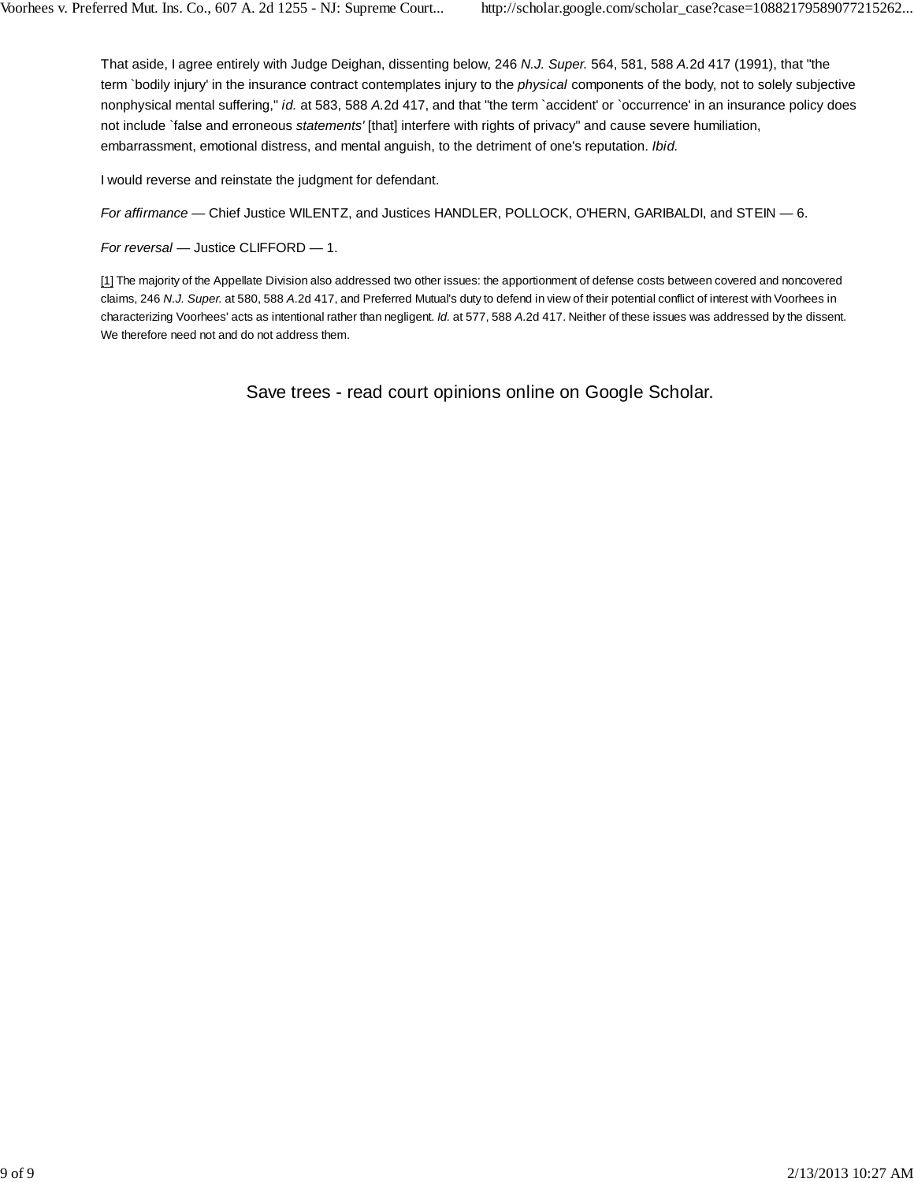That aside, I agree entirely with Judge Deighan, dissenting below, 246 *N.J. Super.* 564, 581, 588 *A.*2d 417 (1991), that "the term `bodily injury' in the insurance contract contemplates injury to the *physical* components of the body, not to solely subjective nonphysical mental suffering," *id.* at 583, 588 *A.*2d 417, and that "the term `accident' or `occurrence' in an insurance policy does not include `false and erroneous *statements'* [that] interfere with rights of privacy" and cause severe humiliation, embarrassment, emotional distress, and mental anguish, to the detriment of one's reputation. *Ibid.*

I would reverse and reinstate the judgment for defendant.

*For affirmance* — Chief Justice WILENTZ, and Justices HANDLER, POLLOCK, O'HERN, GARIBALDI, and STEIN — 6.

*For reversal* — Justice CLIFFORD — 1.

[1] The majority of the Appellate Division also addressed two other issues: the apportionment of defense costs between covered and noncovered claims, 246 *N.J. Super.* at 580, 588 *A.*2d 417, and Preferred Mutual's duty to defend in view of their potential conflict of interest with Voorhees in characterizing Voorhees' acts as intentional rather than negligent. *Id.* at 577, 588 *A.*2d 417. Neither of these issues was addressed by the dissent. We therefore need not and do not address them.

Save trees - read court opinions online on Google Scholar.